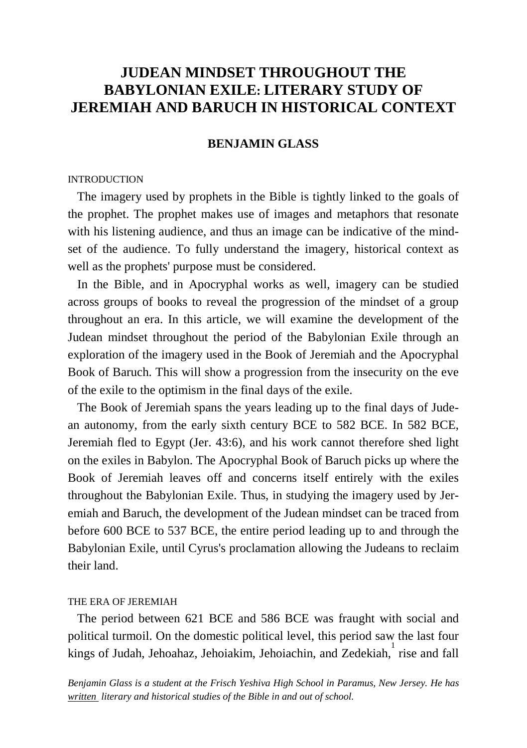# JUDEAN MINDSET THROUGHOUT THE BABYLONIAN EXILE: LITERARY STUDY OF JEREMIAH AND BARUCH IN HISTORICAL CONTEXT

**BENJAMIN GLASS**

## INTRODUCTION

The imagery used by prophets in the Bible is tightly linked to the goals of the prophet. The prophet makes use of images and metaphors that resonate with his listening audience, and thus an image can be indicative of the mindset of the audience. To fully understand the imagery, historical context as well as the prophets' purpose must be considered.

In the Bible, and in Apocryphal works as well, imagery can be studied across groups of books to reveal the progression of the mindset of a group throughout an era. In this article, we will examine the development of the Judean mindset throughout the period of the Babylonian Exile through an exploration of the imagery used in the Book of Jeremiah and the Apocryphal Book of Baruch. This will show a progression from the insecurity on the eve of the exile to the optimism in the final days of the exile.

The Book of Jeremiah spans the years leading up to the final days of Judean autonomy, from the early sixth century BCE to 582 BCE. In 582 BCE, Jeremiah fled to Egypt (Jer. 43:6), and his work cannot therefore shed light on the exiles in Babylon. The Apocryphal Book of Baruch picks up where the Book of Jeremiah leaves off and concerns itself entirely with the exiles throughout the Babylonian Exile. Thus, in studying the imagery used by Jeremiah and Baruch, the development of the Judean mindset can be traced from before 600 BCE to 537 BCE, the entire period leading up to and through the Babylonian Exile, until Cyrus's proclamation allowing the Judeans to reclaim their land.

## THE ERA OF JEREMIAH

The period between 621 BCE and 586 BCE was fraught with social and political turmoil. On the domestic political level, this period saw the last four kings of Judah, Jehoahaz, Jehoiakim, Jehoiachin, and Zedekiah,[1] rise and fall

*Benjamin Glass is a student at the Frisch Yeshiva High School in Paramus, New Jersey. He has written literary and historical studies of the Bible in and out of school.*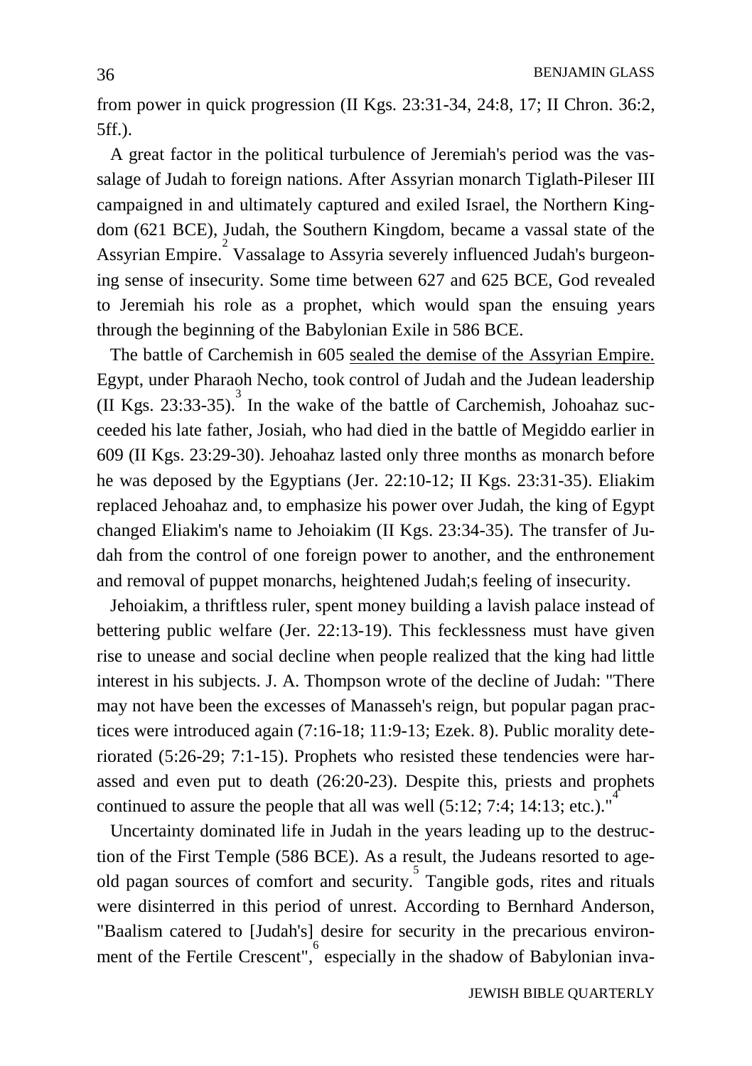from power in quick progression (II Kgs. 23:31-34, 24:8, 17; II Chron. 36:2, 5ff.).

A great factor in the political turbulence of Jeremiah's period was the vassalage of Judah to foreign nations. After Assyrian monarch Tiglath-Pileser III campaigned in and ultimately captured and exiled Israel, the Northern Kingdom (621 BCE), Judah, the Southern Kingdom, became a vassal state of the Assyrian Empire.[2] Vassalage to Assyria severely influenced Judah's burgeoning sense of insecurity. Some time between 627 and 625 BCE, God revealed to Jeremiah his role as a prophet, which would span the ensuing years through the beginning of the Babylonian Exile in 586 BCE.

The battle of Carchemish in 605 <u>sealed the demise of the Assyrian Empire.</u> Egypt, under Pharaoh Necho, took control of Judah and the Judean leadership (II Kgs. 23:33-35).[3] In the wake of the battle of Carchemish, Johoahaz succeeded his late father, Josiah, who had died in the battle of Megiddo earlier in 609 (II Kgs. 23:29-30). Jehoahaz lasted only three months as monarch before he was deposed by the Egyptians (Jer. 22:10-12; II Kgs. 23:31-35). Eliakim replaced Jehoahaz and, to emphasize his power over Judah, the king of Egypt changed Eliakim's name to Jehoiakim (II Kgs. 23:34-35). The transfer of Judah from the control of one foreign power to another, and the enthronement and removal of puppet monarchs, heightened Judah;s feeling of insecurity.

Jehoiakim, a thriftless ruler, spent money building a lavish palace instead of bettering public welfare (Jer. 22:13-19). This fecklessness must have given rise to unease and social decline when people realized that the king had little interest in his subjects. J. A. Thompson wrote of the decline of Judah: "There may not have been the excesses of Manasseh's reign, but popular pagan practices were introduced again (7:16-18; 11:9-13; Ezek. 8). Public morality deteriorated (5:26-29; 7:1-15). Prophets who resisted these tendencies were harassed and even put to death (26:20-23). Despite this, priests and prophets continued to assure the people that all was well (5:12; 7:4; 14:13; etc.)."[4]

Uncertainty dominated life in Judah in the years leading up to the destruction of the First Temple (586 BCE). As a result, the Judeans resorted to age-old pagan sources of comfort and security.[5] Tangible gods, rites and rituals were disinterred in this period of unrest. According to Bernhard Anderson, "Baalism catered to [Judah's] desire for security in the precarious environment of the Fertile Crescent",[6] especially in the shadow of Babylonian inva-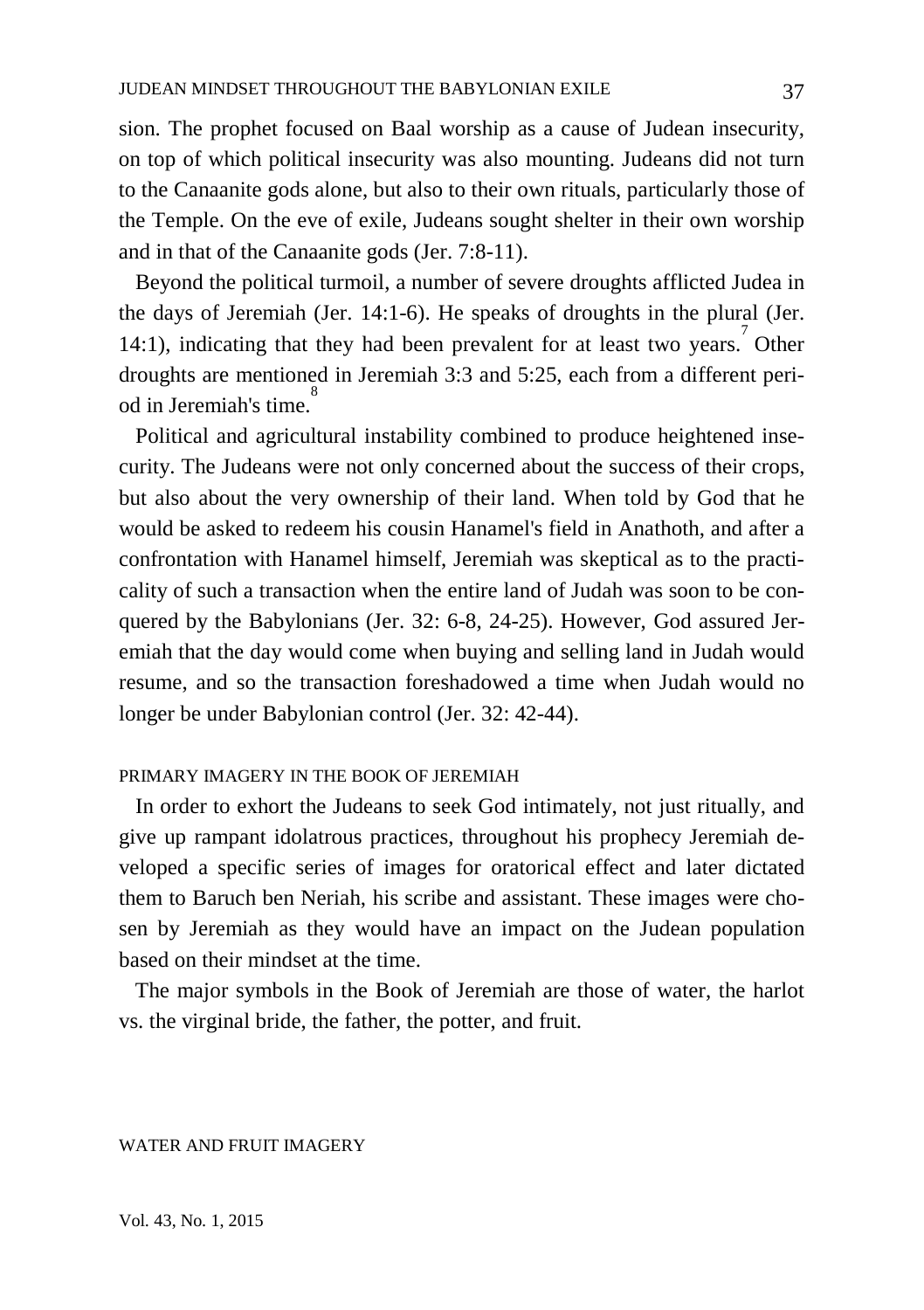sion. The prophet focused on Baal worship as a cause of Judean insecurity, on top of which political insecurity was also mounting. Judeans did not turn to the Canaanite gods alone, but also to their own rituals, particularly those of the Temple. On the eve of exile, Judeans sought shelter in their own worship and in that of the Canaanite gods (Jer. 7:8-11).

Beyond the political turmoil, a number of severe droughts afflicted Judea in the days of Jeremiah (Jer. 14:1-6). He speaks of droughts in the plural (Jer. 14:1), indicating that they had been prevalent for at least two years.[7] Other droughts are mentioned in Jeremiah 3:3 and 5:25, each from a different period in Jeremiah's time.[8]

Political and agricultural instability combined to produce heightened insecurity. The Judeans were not only concerned about the success of their crops, but also about the very ownership of their land. When told by God that he would be asked to redeem his cousin Hanamel's field in Anathoth, and after a confrontation with Hanamel himself, Jeremiah was skeptical as to the practicality of such a transaction when the entire land of Judah was soon to be conquered by the Babylonians (Jer. 32: 6-8, 24-25). However, God assured Jeremiah that the day would come when buying and selling land in Judah would resume, and so the transaction foreshadowed a time when Judah would no longer be under Babylonian control (Jer. 32: 42-44).

## PRIMARY IMAGERY IN THE BOOK OF JEREMIAH

In order to exhort the Judeans to seek God intimately, not just ritually, and give up rampant idolatrous practices, throughout his prophecy Jeremiah developed a specific series of images for oratorical effect and later dictated them to Baruch ben Neriah, his scribe and assistant. These images were chosen by Jeremiah as they would have an impact on the Judean population based on their mindset at the time.

The major symbols in the Book of Jeremiah are those of water, the harlot vs. the virginal bride, the father, the potter, and fruit.

## WATER AND FRUIT IMAGERY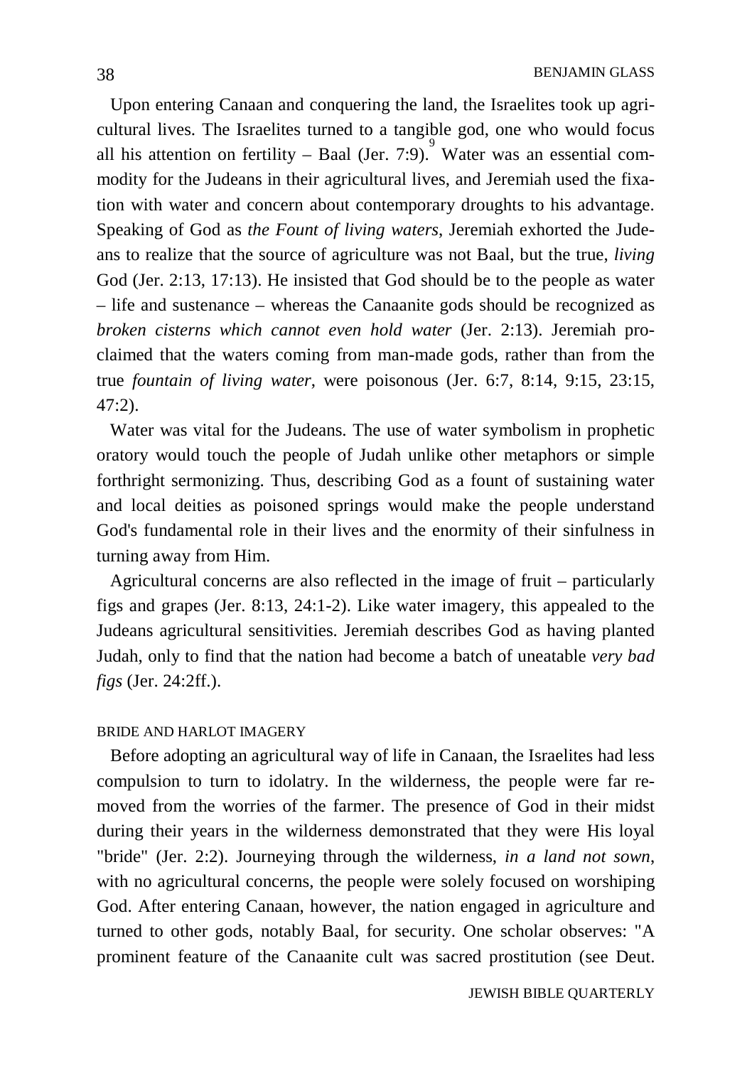Upon entering Canaan and conquering the land, the Israelites took up agricultural lives. The Israelites turned to a tangible god, one who would focus all his attention on fertility – Baal (Jer. 7:9).[9] Water was an essential commodity for the Judeans in their agricultural lives, and Jeremiah used the fixation with water and concern about contemporary droughts to his advantage. Speaking of God as *the Fount of living waters*, Jeremiah exhorted the Judeans to realize that the source of agriculture was not Baal, but the true, *living* God (Jer. 2:13, 17:13). He insisted that God should be to the people as water – life and sustenance – whereas the Canaanite gods should be recognized as *broken cisterns which cannot even hold water* (Jer. 2:13). Jeremiah proclaimed that the waters coming from man-made gods, rather than from the true *fountain of living water*, were poisonous (Jer. 6:7, 8:14, 9:15, 23:15, 47:2).

Water was vital for the Judeans. The use of water symbolism in prophetic oratory would touch the people of Judah unlike other metaphors or simple forthright sermonizing. Thus, describing God as a fount of sustaining water and local deities as poisoned springs would make the people understand God's fundamental role in their lives and the enormity of their sinfulness in turning away from Him.

Agricultural concerns are also reflected in the image of fruit – particularly figs and grapes (Jer. 8:13, 24:1-2). Like water imagery, this appealed to the Judeans agricultural sensitivities. Jeremiah describes God as having planted Judah, only to find that the nation had become a batch of uneatable *very bad figs* (Jer. 24:2ff.).

## BRIDE AND HARLOT IMAGERY

Before adopting an agricultural way of life in Canaan, the Israelites had less compulsion to turn to idolatry. In the wilderness, the people were far removed from the worries of the farmer. The presence of God in their midst during their years in the wilderness demonstrated that they were His loyal "bride" (Jer. 2:2). Journeying through the wilderness, *in a land not sown*, with no agricultural concerns, the people were solely focused on worshiping God. After entering Canaan, however, the nation engaged in agriculture and turned to other gods, notably Baal, for security. One scholar observes: "A prominent feature of the Canaanite cult was sacred prostitution (see Deut.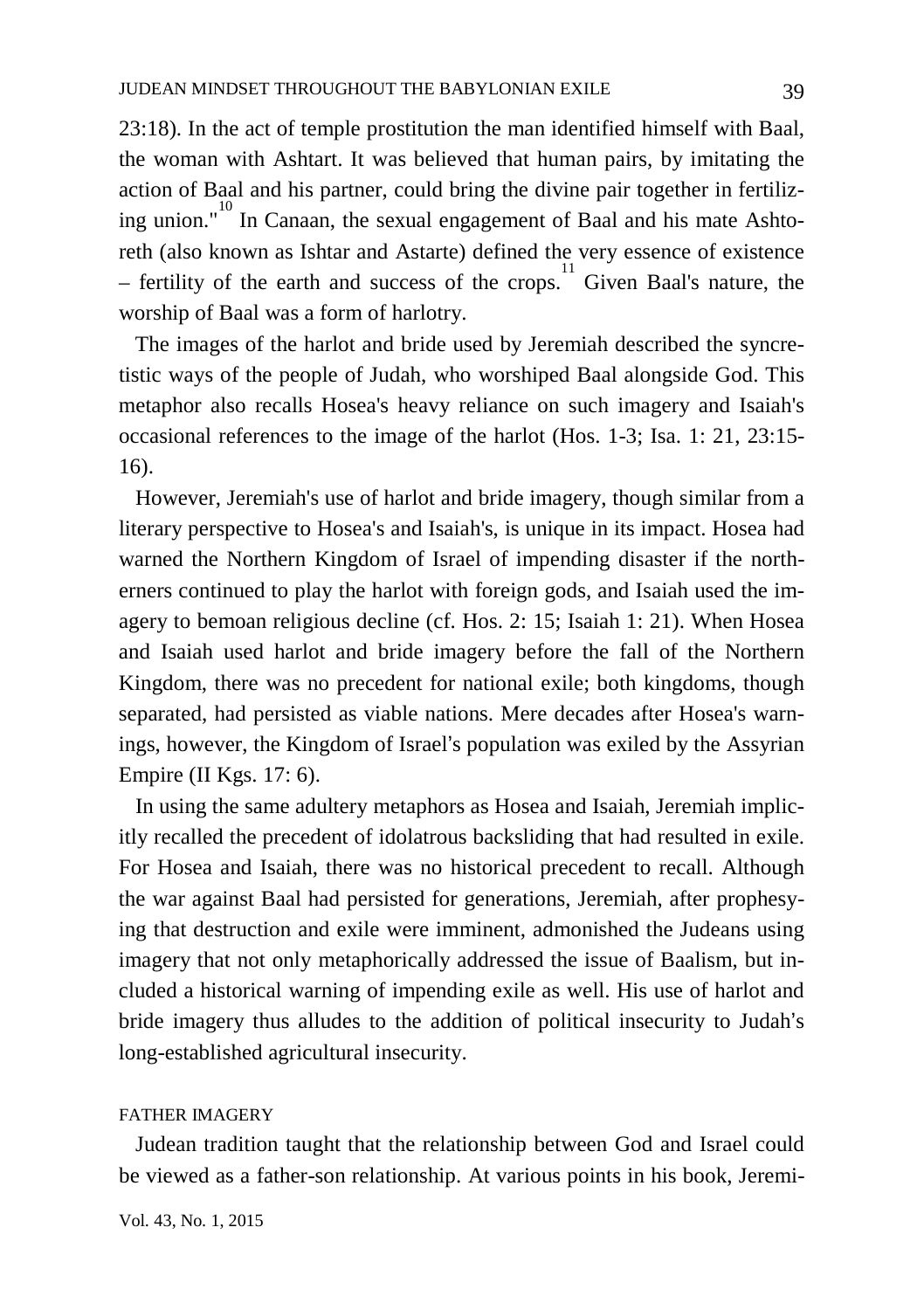23:18). In the act of temple prostitution the man identified himself with Baal, the woman with Ashtart. It was believed that human pairs, by imitating the action of Baal and his partner, could bring the divine pair together in fertilizing union."[10] In Canaan, the sexual engagement of Baal and his mate Ashtoreth (also known as Ishtar and Astarte) defined the very essence of existence – fertility of the earth and success of the crops.[11] Given Baal's nature, the worship of Baal was a form of harlotry.

The images of the harlot and bride used by Jeremiah described the syncretistic ways of the people of Judah, who worshiped Baal alongside God. This metaphor also recalls Hosea's heavy reliance on such imagery and Isaiah's occasional references to the image of the harlot (Hos. 1-3; Isa. 1: 21, 23:15-16).

However, Jeremiah's use of harlot and bride imagery, though similar from a literary perspective to Hosea's and Isaiah's, is unique in its impact. Hosea had warned the Northern Kingdom of Israel of impending disaster if the northerners continued to play the harlot with foreign gods, and Isaiah used the imagery to bemoan religious decline (cf. Hos. 2: 15; Isaiah 1: 21). When Hosea and Isaiah used harlot and bride imagery before the fall of the Northern Kingdom, there was no precedent for national exile; both kingdoms, though separated, had persisted as viable nations. Mere decades after Hosea's warnings, however, the Kingdom of Israel's population was exiled by the Assyrian Empire (II Kgs. 17: 6).

In using the same adultery metaphors as Hosea and Isaiah, Jeremiah implicitly recalled the precedent of idolatrous backsliding that had resulted in exile. For Hosea and Isaiah, there was no historical precedent to recall. Although the war against Baal had persisted for generations, Jeremiah, after prophesying that destruction and exile were imminent, admonished the Judeans using imagery that not only metaphorically addressed the issue of Baalism, but included a historical warning of impending exile as well. His use of harlot and bride imagery thus alludes to the addition of political insecurity to Judah's long-established agricultural insecurity.

## FATHER IMAGERY

Judean tradition taught that the relationship between God and Israel could be viewed as a father-son relationship. At various points in his book, Jeremi-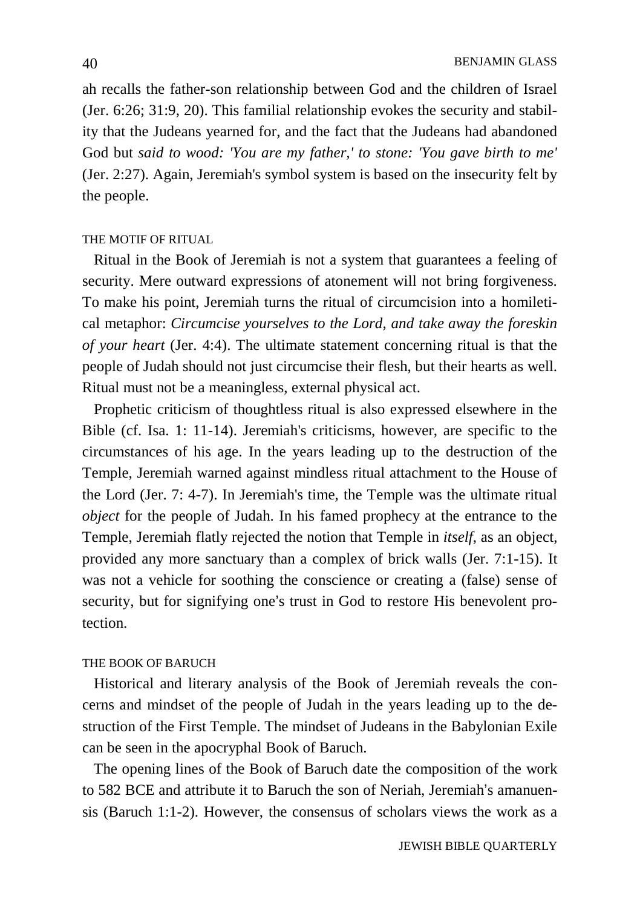ah recalls the father-son relationship between God and the children of Israel (Jer. 6:26; 31:9, 20). This familial relationship evokes the security and stability that the Judeans yearned for, and the fact that the Judeans had abandoned God but *said to wood: 'You are my father,' to stone: 'You gave birth to me'* (Jer. 2:27). Again, Jeremiah's symbol system is based on the insecurity felt by the people.

### THE MOTIF OF RITUAL

Ritual in the Book of Jeremiah is not a system that guarantees a feeling of security. Mere outward expressions of atonement will not bring forgiveness. To make his point, Jeremiah turns the ritual of circumcision into a homiletical metaphor: *Circumcise yourselves to the Lord, and take away the foreskin of your heart* (Jer. 4:4). The ultimate statement concerning ritual is that the people of Judah should not just circumcise their flesh, but their hearts as well. Ritual must not be a meaningless, external physical act.

Prophetic criticism of thoughtless ritual is also expressed elsewhere in the Bible (cf. Isa. 1: 11-14). Jeremiah's criticisms, however, are specific to the circumstances of his age. In the years leading up to the destruction of the Temple, Jeremiah warned against mindless ritual attachment to the House of the Lord (Jer. 7: 4-7). In Jeremiah's time, the Temple was the ultimate ritual *object* for the people of Judah. In his famed prophecy at the entrance to the Temple, Jeremiah flatly rejected the notion that Temple in *itself*, as an object, provided any more sanctuary than a complex of brick walls (Jer. 7:1-15). It was not a vehicle for soothing the conscience or creating a (false) sense of security, but for signifying one's trust in God to restore His benevolent protection.

### THE BOOK OF BARUCH

Historical and literary analysis of the Book of Jeremiah reveals the concerns and mindset of the people of Judah in the years leading up to the destruction of the First Temple. The mindset of Judeans in the Babylonian Exile can be seen in the apocryphal Book of Baruch.

The opening lines of the Book of Baruch date the composition of the work to 582 BCE and attribute it to Baruch the son of Neriah, Jeremiah's amanuensis (Baruch 1:1-2). However, the consensus of scholars views the work as a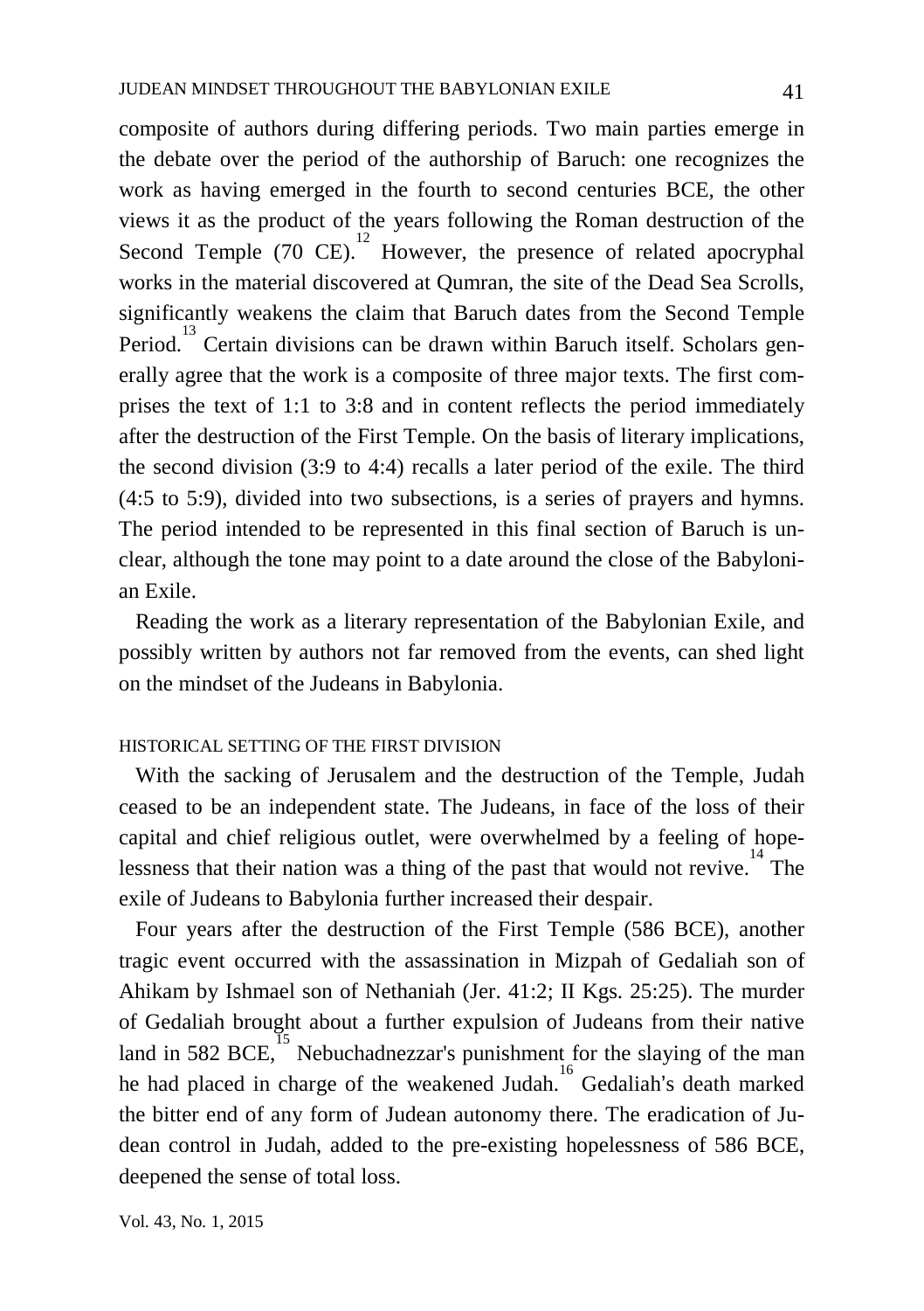composite of authors during differing periods. Two main parties emerge in the debate over the period of the authorship of Baruch: one recognizes the work as having emerged in the fourth to second centuries BCE, the other views it as the product of the years following the Roman destruction of the Second Temple (70 CE).[12] However, the presence of related apocryphal works in the material discovered at Qumran, the site of the Dead Sea Scrolls, significantly weakens the claim that Baruch dates from the Second Temple Period.[13] Certain divisions can be drawn within Baruch itself. Scholars generally agree that the work is a composite of three major texts. The first comprises the text of 1:1 to 3:8 and in content reflects the period immediately after the destruction of the First Temple. On the basis of literary implications, the second division (3:9 to 4:4) recalls a later period of the exile. The third (4:5 to 5:9), divided into two subsections, is a series of prayers and hymns. The period intended to be represented in this final section of Baruch is unclear, although the tone may point to a date around the close of the Babylonian Exile.

Reading the work as a literary representation of the Babylonian Exile, and possibly written by authors not far removed from the events, can shed light on the mindset of the Judeans in Babylonia.

## HISTORICAL SETTING OF THE FIRST DIVISION

With the sacking of Jerusalem and the destruction of the Temple, Judah ceased to be an independent state. The Judeans, in face of the loss of their capital and chief religious outlet, were overwhelmed by a feeling of hopelessness that their nation was a thing of the past that would not revive.[14] The exile of Judeans to Babylonia further increased their despair.

Four years after the destruction of the First Temple (586 BCE), another tragic event occurred with the assassination in Mizpah of Gedaliah son of Ahikam by Ishmael son of Nethaniah (Jer. 41:2; II Kgs. 25:25). The murder of Gedaliah brought about a further expulsion of Judeans from their native land in 582 BCE,[15] Nebuchadnezzar's punishment for the slaying of the man he had placed in charge of the weakened Judah.[16] Gedaliah's death marked the bitter end of any form of Judean autonomy there. The eradication of Judean control in Judah, added to the pre-existing hopelessness of 586 BCE, deepened the sense of total loss.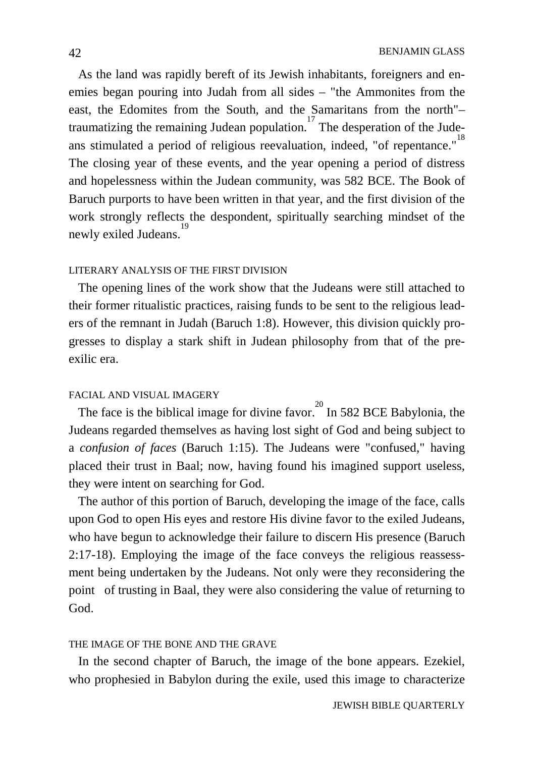As the land was rapidly bereft of its Jewish inhabitants, foreigners and enemies began pouring into Judah from all sides – "the Ammonites from the east, the Edomites from the South, and the Samaritans from the north"– traumatizing the remaining Judean population.[17] The desperation of the Judeans stimulated a period of religious reevaluation, indeed, "of repentance."[18] The closing year of these events, and the year opening a period of distress and hopelessness within the Judean community, was 582 BCE. The Book of Baruch purports to have been written in that year, and the first division of the work strongly reflects the despondent, spiritually searching mindset of the newly exiled Judeans.[19]

## LITERARY ANALYSIS OF THE FIRST DIVISION

The opening lines of the work show that the Judeans were still attached to their former ritualistic practices, raising funds to be sent to the religious leaders of the remnant in Judah (Baruch 1:8). However, this division quickly progresses to display a stark shift in Judean philosophy from that of the pre-exilic era.

## FACIAL AND VISUAL IMAGERY

The face is the biblical image for divine favor.[20] In 582 BCE Babylonia, the Judeans regarded themselves as having lost sight of God and being subject to a *confusion of faces* (Baruch 1:15). The Judeans were "confused," having placed their trust in Baal; now, having found his imagined support useless, they were intent on searching for God.

The author of this portion of Baruch, developing the image of the face, calls upon God to open His eyes and restore His divine favor to the exiled Judeans, who have begun to acknowledge their failure to discern His presence (Baruch 2:17-18). Employing the image of the face conveys the religious reassessment being undertaken by the Judeans. Not only were they reconsidering the point of trusting in Baal, they were also considering the value of returning to God.

## THE IMAGE OF THE BONE AND THE GRAVE

In the second chapter of Baruch, the image of the bone appears. Ezekiel, who prophesied in Babylon during the exile, used this image to characterize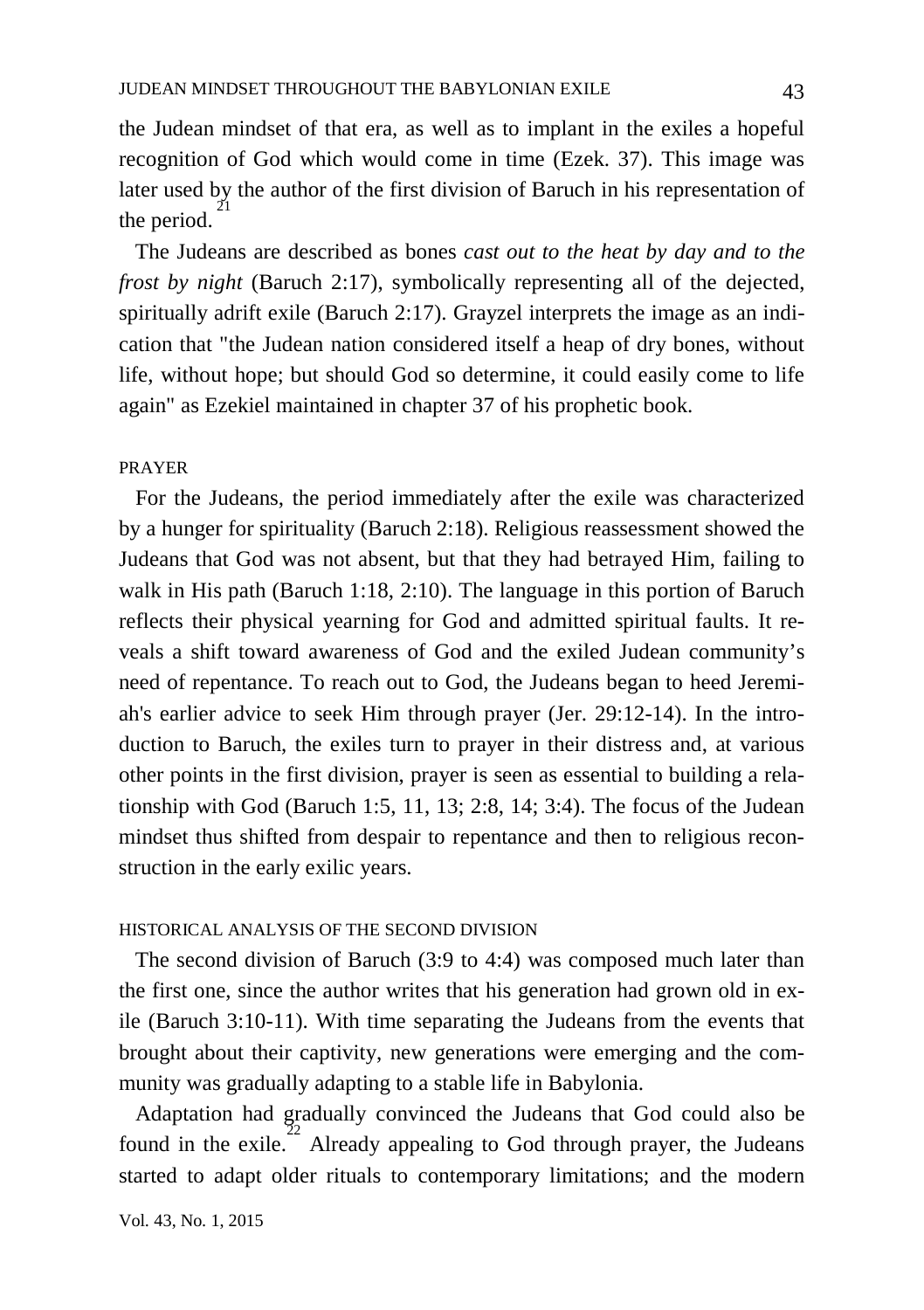the Judean mindset of that era, as well as to implant in the exiles a hopeful recognition of God which would come in time (Ezek. 37). This image was later used by the author of the first division of Baruch in his representation of the period.[21]

The Judeans are described as bones *cast out to the heat by day and to the frost by night* (Baruch 2:17), symbolically representing all of the dejected, spiritually adrift exile (Baruch 2:17). Grayzel interprets the image as an indication that "the Judean nation considered itself a heap of dry bones, without life, without hope; but should God so determine, it could easily come to life again" as Ezekiel maintained in chapter 37 of his prophetic book.

### PRAYER

For the Judeans, the period immediately after the exile was characterized by a hunger for spirituality (Baruch 2:18). Religious reassessment showed the Judeans that God was not absent, but that they had betrayed Him, failing to walk in His path (Baruch 1:18, 2:10). The language in this portion of Baruch reflects their physical yearning for God and admitted spiritual faults. It reveals a shift toward awareness of God and the exiled Judean community's need of repentance. To reach out to God, the Judeans began to heed Jeremiah's earlier advice to seek Him through prayer (Jer. 29:12-14). In the introduction to Baruch, the exiles turn to prayer in their distress and, at various other points in the first division, prayer is seen as essential to building a relationship with God (Baruch 1:5, 11, 13; 2:8, 14; 3:4). The focus of the Judean mindset thus shifted from despair to repentance and then to religious reconstruction in the early exilic years.

### HISTORICAL ANALYSIS OF THE SECOND DIVISION

The second division of Baruch (3:9 to 4:4) was composed much later than the first one, since the author writes that his generation had grown old in exile (Baruch 3:10-11). With time separating the Judeans from the events that brought about their captivity, new generations were emerging and the community was gradually adapting to a stable life in Babylonia.

Adaptation had gradually convinced the Judeans that God could also be found in the exile.[22] Already appealing to God through prayer, the Judeans started to adapt older rituals to contemporary limitations; and the modern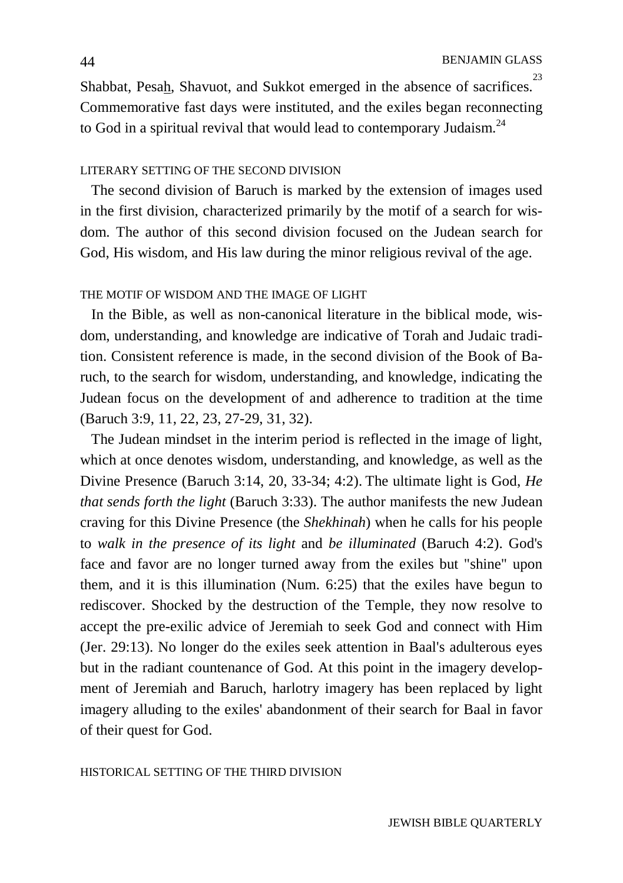Shabbat, Pesah, Shavuot, and Sukkot emerged in the absence of sacrifices.[23] Commemorative fast days were instituted, and the exiles began reconnecting to God in a spiritual revival that would lead to contemporary Judaism.[24]

### LITERARY SETTING OF THE SECOND DIVISION

The second division of Baruch is marked by the extension of images used in the first division, characterized primarily by the motif of a search for wisdom. The author of this second division focused on the Judean search for God, His wisdom, and His law during the minor religious revival of the age.

### THE MOTIF OF WISDOM AND THE IMAGE OF LIGHT

In the Bible, as well as non-canonical literature in the biblical mode, wisdom, understanding, and knowledge are indicative of Torah and Judaic tradition. Consistent reference is made, in the second division of the Book of Baruch, to the search for wisdom, understanding, and knowledge, indicating the Judean focus on the development of and adherence to tradition at the time (Baruch 3:9, 11, 22, 23, 27-29, 31, 32).

The Judean mindset in the interim period is reflected in the image of light, which at once denotes wisdom, understanding, and knowledge, as well as the Divine Presence (Baruch 3:14, 20, 33-34; 4:2). The ultimate light is God, *He that sends forth the light* (Baruch 3:33). The author manifests the new Judean craving for this Divine Presence (the *Shekhinah*) when he calls for his people to *walk in the presence of its light* and *be illuminated* (Baruch 4:2). God's face and favor are no longer turned away from the exiles but "shine" upon them, and it is this illumination (Num. 6:25) that the exiles have begun to rediscover. Shocked by the destruction of the Temple, they now resolve to accept the pre-exilic advice of Jeremiah to seek God and connect with Him (Jer. 29:13). No longer do the exiles seek attention in Baal's adulterous eyes but in the radiant countenance of God. At this point in the imagery development of Jeremiah and Baruch, harlotry imagery has been replaced by light imagery alluding to the exiles' abandonment of their search for Baal in favor of their quest for God.

### HISTORICAL SETTING OF THE THIRD DIVISION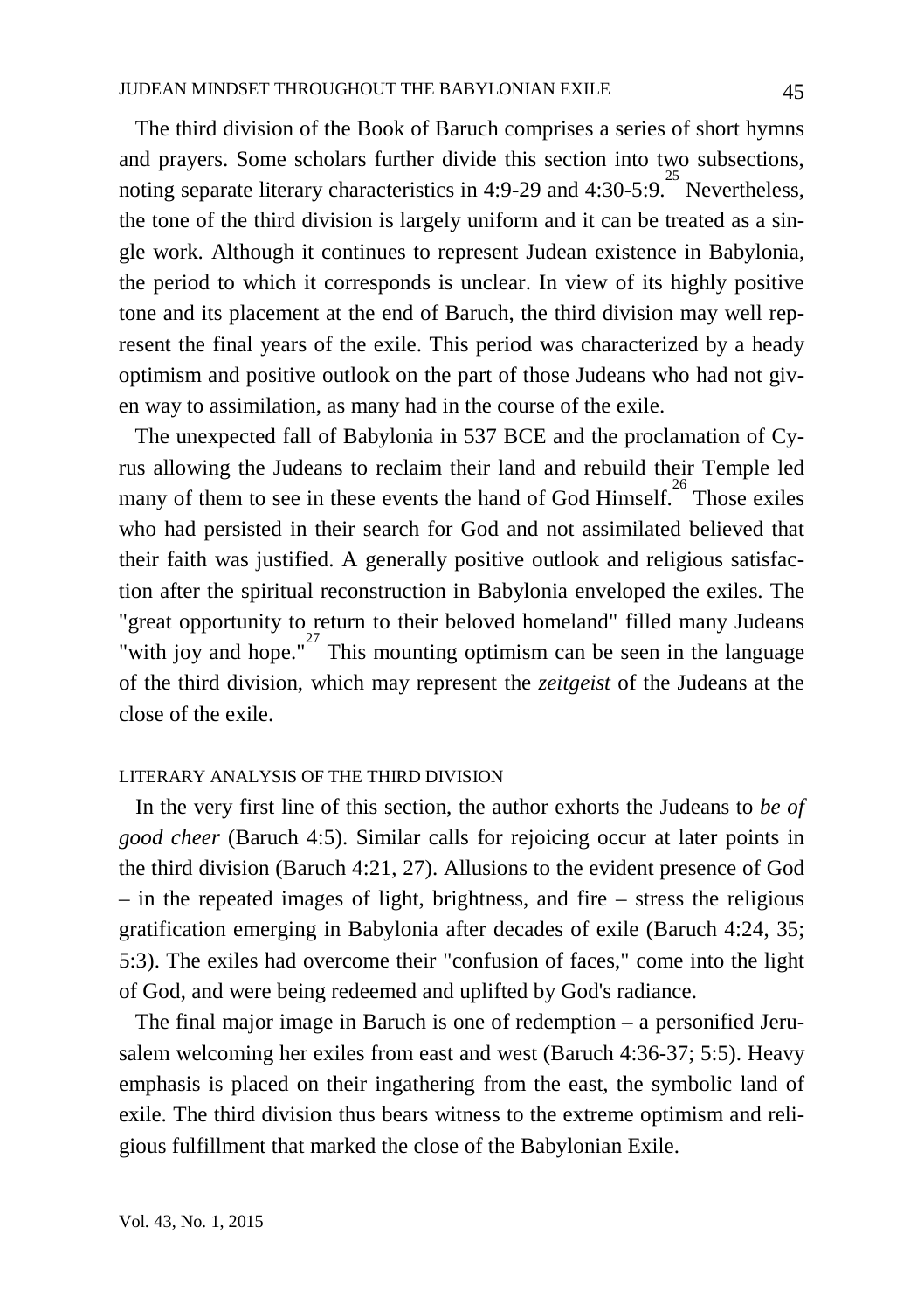The third division of the Book of Baruch comprises a series of short hymns and prayers. Some scholars further divide this section into two subsections, noting separate literary characteristics in 4:9-29 and 4:30-5:9.[25] Nevertheless, the tone of the third division is largely uniform and it can be treated as a single work. Although it continues to represent Judean existence in Babylonia, the period to which it corresponds is unclear. In view of its highly positive tone and its placement at the end of Baruch, the third division may well represent the final years of the exile. This period was characterized by a heady optimism and positive outlook on the part of those Judeans who had not given way to assimilation, as many had in the course of the exile.

The unexpected fall of Babylonia in 537 BCE and the proclamation of Cyrus allowing the Judeans to reclaim their land and rebuild their Temple led many of them to see in these events the hand of God Himself.[26] Those exiles who had persisted in their search for God and not assimilated believed that their faith was justified. A generally positive outlook and religious satisfaction after the spiritual reconstruction in Babylonia enveloped the exiles. The "great opportunity to return to their beloved homeland" filled many Judeans "with joy and hope."[27] This mounting optimism can be seen in the language of the third division, which may represent the *zeitgeist* of the Judeans at the close of the exile.

### LITERARY ANALYSIS OF THE THIRD DIVISION

In the very first line of this section, the author exhorts the Judeans to *be of good cheer* (Baruch 4:5). Similar calls for rejoicing occur at later points in the third division (Baruch 4:21, 27). Allusions to the evident presence of God – in the repeated images of light, brightness, and fire – stress the religious gratification emerging in Babylonia after decades of exile (Baruch 4:24, 35; 5:3). The exiles had overcome their "confusion of faces," come into the light of God, and were being redeemed and uplifted by God's radiance.

The final major image in Baruch is one of redemption – a personified Jerusalem welcoming her exiles from east and west (Baruch 4:36-37; 5:5). Heavy emphasis is placed on their ingathering from the east, the symbolic land of exile. The third division thus bears witness to the extreme optimism and religious fulfillment that marked the close of the Babylonian Exile.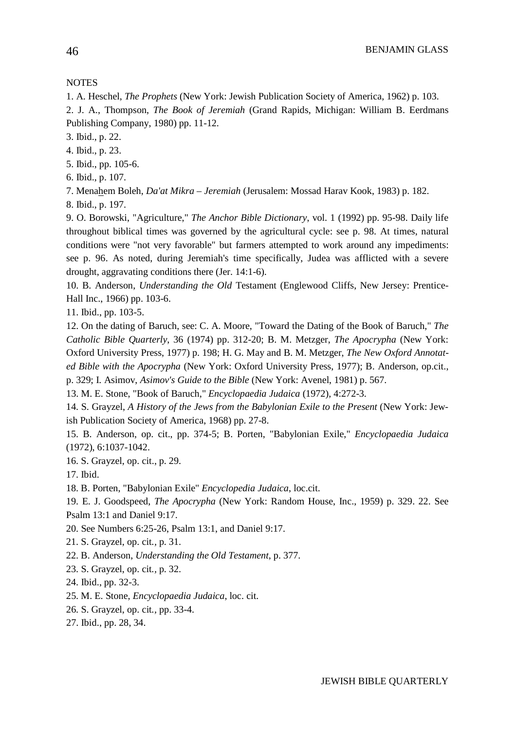NOTES

1. A. Heschel, *The Prophets* (New York: Jewish Publication Society of America, 1962) p. 103.

2. J. A., Thompson, *The Book of Jeremiah* (Grand Rapids, Michigan: William B. Eerdmans Publishing Company, 1980) pp. 11-12.

3. Ibid., p. 22.

4. Ibid., p. 23.

5. Ibid., pp. 105-6.

6. Ibid., p. 107.

7. Menahem Boleh, *Da'at Mikra – Jeremiah* (Jerusalem: Mossad Harav Kook, 1983) p. 182.

8. Ibid., p. 197.

9. O. Borowski, "Agriculture," *The Anchor Bible Dictionary*, vol. 1 (1992) pp. 95-98. Daily life throughout biblical times was governed by the agricultural cycle: see p. 98. At times, natural conditions were "not very favorable" but farmers attempted to work around any impediments: see p. 96. As noted, during Jeremiah's time specifically, Judea was afflicted with a severe drought, aggravating conditions there (Jer. 14:1-6).

10. B. Anderson, *Understanding the Old* Testament (Englewood Cliffs, New Jersey: Prentice-Hall Inc., 1966) pp. 103-6.

11. Ibid., pp. 103-5.

12. On the dating of Baruch, see: C. A. Moore, "Toward the Dating of the Book of Baruch," *The Catholic Bible Quarterly*, 36 (1974) pp. 312-20; B. M. Metzger, *The Apocrypha* (New York: Oxford University Press, 1977) p. 198; H. G. May and B. M. Metzger, *The New Oxford Annotated Bible with the Apocrypha* (New York: Oxford University Press, 1977); B. Anderson, op.cit., p. 329; I. Asimov, *Asimov's Guide to the Bible* (New York: Avenel, 1981) p. 567.

13. M. E. Stone, "Book of Baruch," *Encyclopaedia Judaica* (1972), 4:272-3.

14. S. Grayzel, *A History of the Jews from the Babylonian Exile to the Present* (New York: Jewish Publication Society of America, 1968) pp. 27-8.

15. B. Anderson, op. cit., pp. 374-5; B. Porten, "Babylonian Exile," *Encyclopaedia Judaica* (1972), 6:1037-1042.

16. S. Grayzel, op. cit., p. 29.

17. Ibid.

18. B. Porten, "Babylonian Exile" *Encyclopedia Judaica*, loc.cit.

19. E. J. Goodspeed, *The Apocrypha* (New York: Random House, Inc., 1959) p. 329. 22. See Psalm 13:1 and Daniel 9:17.

20. See Numbers 6:25-26, Psalm 13:1, and Daniel 9:17.

21. S. Grayzel, op. cit., p. 31.

22. B. Anderson, *Understanding the Old Testament*, p. 377.

23. S. Grayzel, op. cit., p. 32.

24. Ibid., pp. 32-3.

25. M. E. Stone, *Encyclopaedia Judaica*, loc. cit.

26. S. Grayzel, op. cit., pp. 33-4.

27. Ibid., pp. 28, 34.